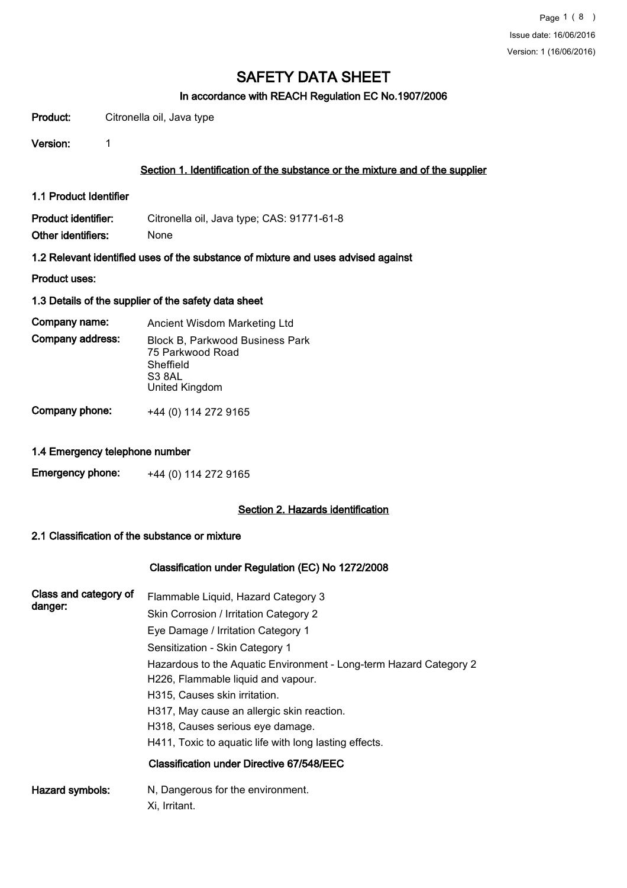# SAFETY DATA SHEET

## In accordance with REACH Regulation EC No.1907/2006

**Product:** Citronella oil, Java type

**Version:** 1

### Section 1. Identification of the substance or the mixture and of the supplier

**1.1 Product Identifier**

**Product identifier:** Citronella oil, Java type; CAS: 91771-61-8

**Other identifiers:** None

**1.2 Relevant identified uses of the substance of mixture and uses advised against**

**Product uses:**

**1.3 Details of the supplier of the safety data sheet**

**Company name:** Ancient Wisdom Marketing Ltd

**Company address:** Block B, Parkwood Business Park
75 Parkwood Road
Sheffield
S3 8AL
United Kingdom

**Company phone:** +44 (0) 114 272 9165

**1.4 Emergency telephone number**

**Emergency phone:** +44 (0) 114 272 9165

### Section 2. Hazards identification

**2.1 Classification of the substance or mixture**

**Classification under Regulation (EC) No 1272/2008**

**Class and category of danger:**

Flammable Liquid, Hazard Category 3
Skin Corrosion / Irritation Category 2
Eye Damage / Irritation Category 1
Sensitization - Skin Category 1
Hazardous to the Aquatic Environment - Long-term Hazard Category 2
H226, Flammable liquid and vapour.
H315, Causes skin irritation.
H317, May cause an allergic skin reaction.
H318, Causes serious eye damage.
H411, Toxic to aquatic life with long lasting effects.

**Classification under Directive 67/548/EEC**

**Hazard symbols:** N, Dangerous for the environment.
Xi, Irritant.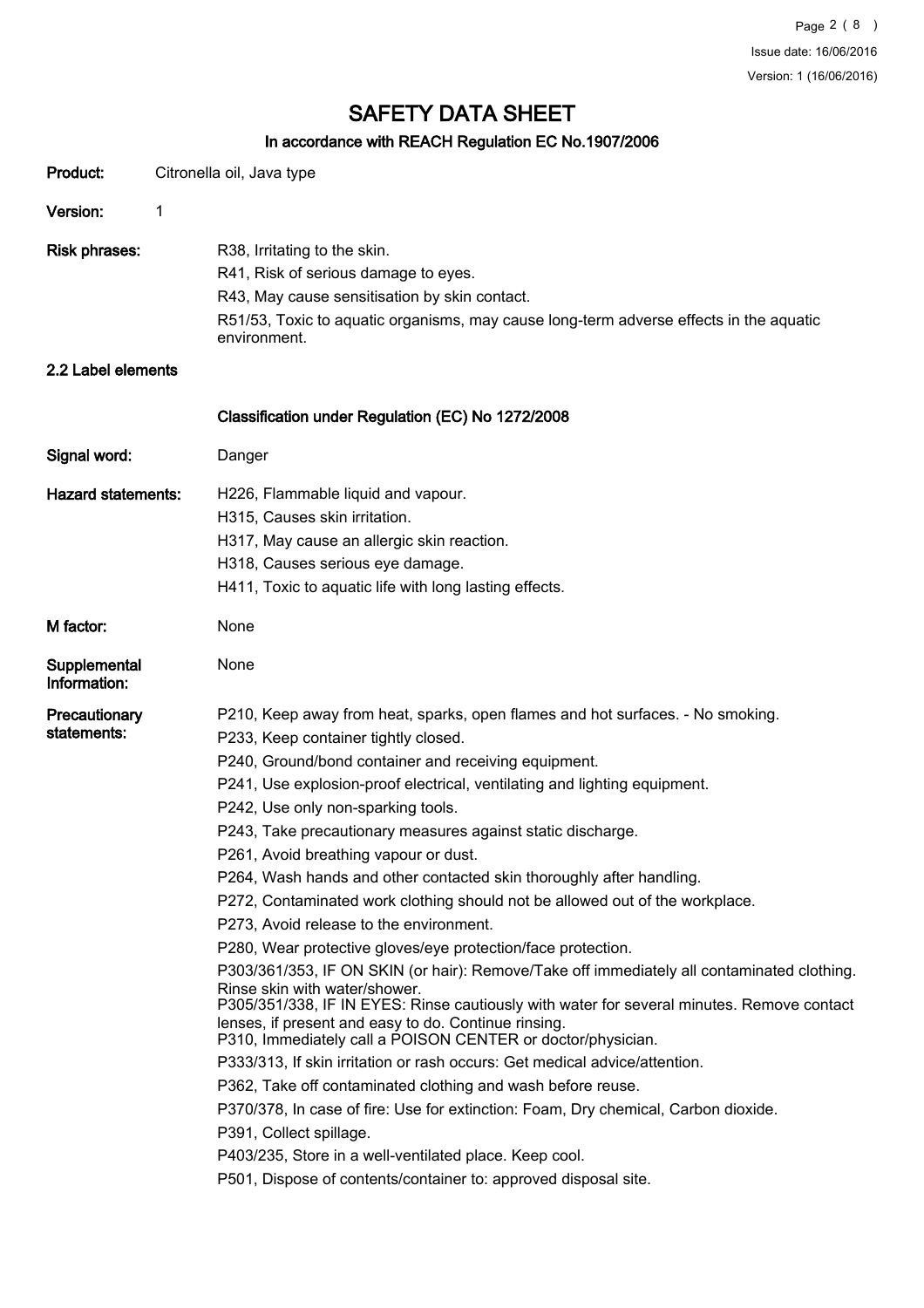# SAFETY DATA SHEET

## In accordance with REACH Regulation EC No.1907/2006

**Product:** Citronella oil, Java type

**Version:** 1

**Risk phrases:**

R38, Irritating to the skin.

R41, Risk of serious damage to eyes.

R43, May cause sensitisation by skin contact.

R51/53, Toxic to aquatic organisms, may cause long-term adverse effects in the aquatic environment.

### 2.2 Label elements

#### Classification under Regulation (EC) No 1272/2008

**Signal word:** Danger

**Hazard statements:**

H226, Flammable liquid and vapour.

H315, Causes skin irritation.

H317, May cause an allergic skin reaction.

H318, Causes serious eye damage.

H411, Toxic to aquatic life with long lasting effects.

**M factor:** None

**Supplemental Information:** None

**Precautionary statements:**

P210, Keep away from heat, sparks, open flames and hot surfaces. - No smoking.

P233, Keep container tightly closed.

P240, Ground/bond container and receiving equipment.

P241, Use explosion-proof electrical, ventilating and lighting equipment.

P242, Use only non-sparking tools.

P243, Take precautionary measures against static discharge.

P261, Avoid breathing vapour or dust.

P264, Wash hands and other contacted skin thoroughly after handling.

P272, Contaminated work clothing should not be allowed out of the workplace.

P273, Avoid release to the environment.

P280, Wear protective gloves/eye protection/face protection.

P303/361/353, IF ON SKIN (or hair): Remove/Take off immediately all contaminated clothing. Rinse skin with water/shower.

P305/351/338, IF IN EYES: Rinse cautiously with water for several minutes. Remove contact lenses, if present and easy to do. Continue rinsing.

P310, Immediately call a POISON CENTER or doctor/physician.

P333/313, If skin irritation or rash occurs: Get medical advice/attention.

P362, Take off contaminated clothing and wash before reuse.

P370/378, In case of fire: Use for extinction: Foam, Dry chemical, Carbon dioxide.

P391, Collect spillage.

P403/235, Store in a well-ventilated place. Keep cool.

P501, Dispose of contents/container to: approved disposal site.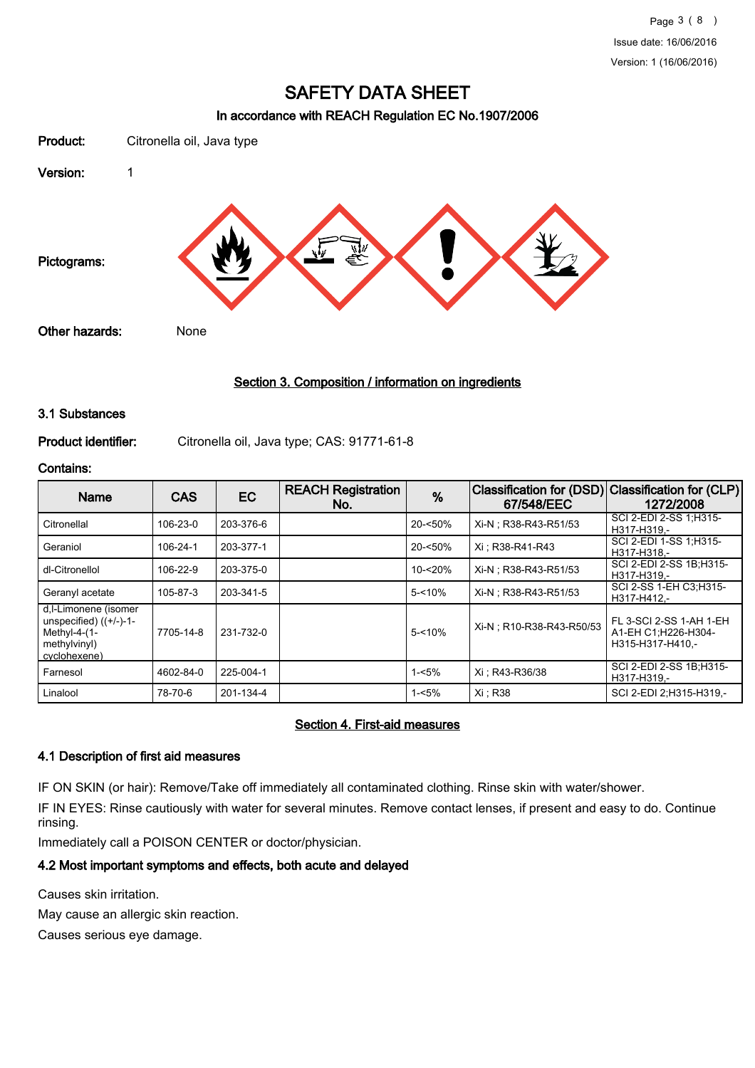# SAFETY DATA SHEET

### In accordance with REACH Regulation EC No.1907/2006

**Product:** Citronella oil, Java type

**Version:** 1

**Pictograms:**

**Other hazards:** None

## Section 3. Composition / information on ingredients

### 3.1 Substances

**Product identifier:** Citronella oil, Java type; CAS: 91771-61-8

**Contains:**

| Name | CAS | EC | REACH Registration No. | % | Classification for (DSD) 67/548/EEC | Classification for (CLP) 1272/2008 |
|---|---|---|---|---|---|---|
| Citronellal | 106-23-0 | 203-376-6 | | 20-<50% | Xi-N ; R38-R43-R51/53 | SCI 2-EDI 2-SS 1;H315-H317-H319,- |
| Geraniol | 106-24-1 | 203-377-1 | | 20-<50% | Xi ; R38-R41-R43 | SCI 2-EDI 1-SS 1;H315-H317-H318,- |
| dl-Citronellol | 106-22-9 | 203-375-0 | | 10-<20% | Xi-N ; R38-R43-R51/53 | SCI 2-EDI 2-SS 1B;H315-H317-H319,- |
| Geranyl acetate | 105-87-3 | 203-341-5 | | 5-<10% | Xi-N ; R38-R43-R51/53 | SCI 2-SS 1-EH C3;H315-H317-H412,- |
| d,l-Limonene (isomer unspecified) ((+/-)-1-Methyl-4-(1-methylvinyl) cyclohexene) | 7705-14-8 | 231-732-0 | | 5-<10% | Xi-N ; R10-R38-R43-R50/53 | FL 3-SCI 2-SS 1-AH 1-EH A1-EH C1;H226-H304-H315-H317-H410,- |
| Farnesol | 4602-84-0 | 225-004-1 | | 1-<5% | Xi ; R43-R36/38 | SCI 2-EDI 2-SS 1B;H315-H317-H319,- |
| Linalool | 78-70-6 | 201-134-4 | | 1-<5% | Xi ; R38 | SCI 2-EDI 2;H315-H319,- |

## Section 4. First-aid measures

### 4.1 Description of first aid measures

IF ON SKIN (or hair): Remove/Take off immediately all contaminated clothing. Rinse skin with water/shower.

IF IN EYES: Rinse cautiously with water for several minutes. Remove contact lenses, if present and easy to do. Continue rinsing.

Immediately call a POISON CENTER or doctor/physician.

### 4.2 Most important symptoms and effects, both acute and delayed

Causes skin irritation.

May cause an allergic skin reaction.

Causes serious eye damage.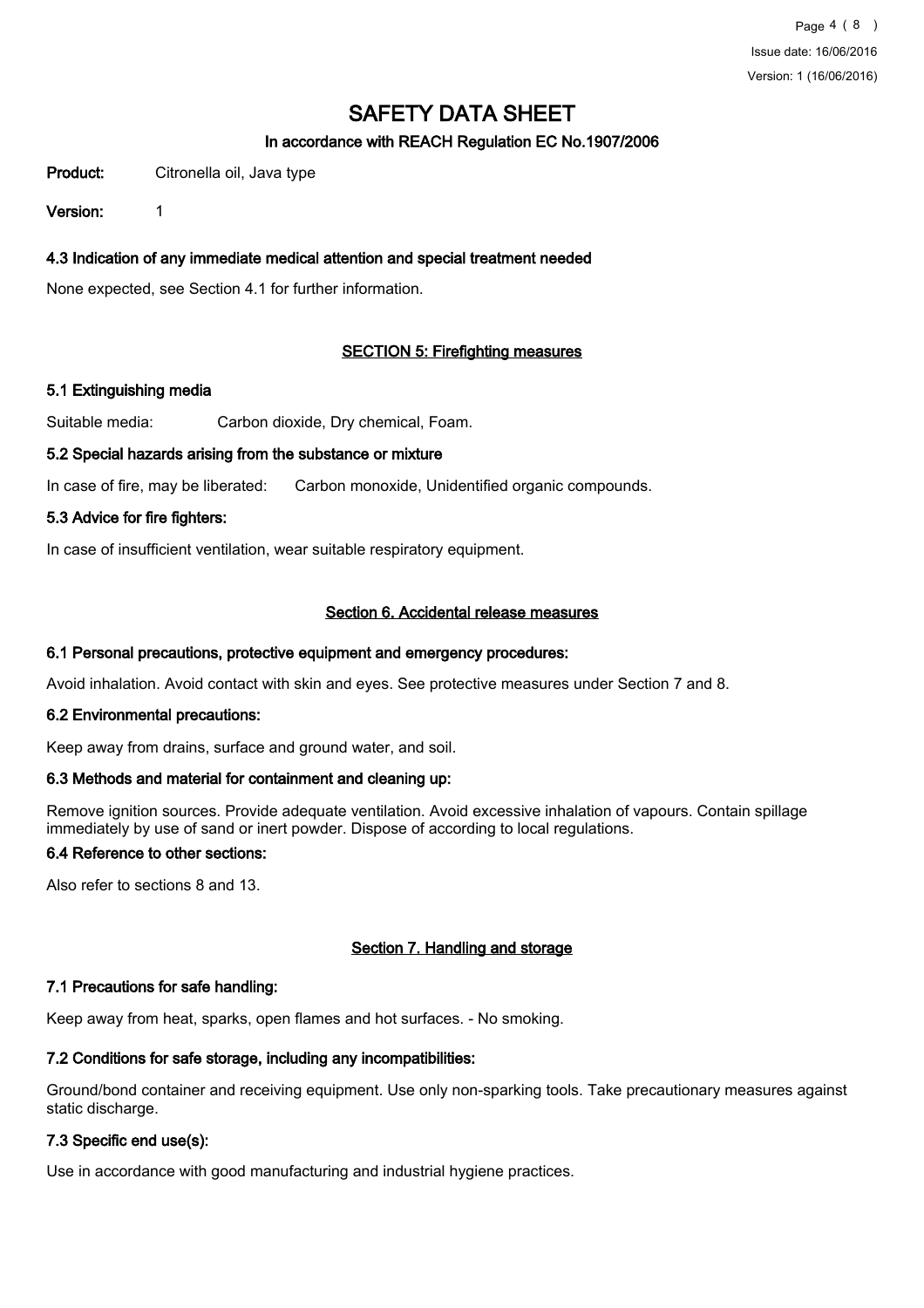# SAFETY DATA SHEET

## In accordance with REACH Regulation EC No.1907/2006

**Product:** Citronella oil, Java type

**Version:** 1

### 4.3 Indication of any immediate medical attention and special treatment needed

None expected, see Section 4.1 for further information.

## SECTION 5: Firefighting measures

### 5.1 Extinguishing media

Suitable media: Carbon dioxide, Dry chemical, Foam.

### 5.2 Special hazards arising from the substance or mixture

In case of fire, may be liberated: Carbon monoxide, Unidentified organic compounds.

### 5.3 Advice for fire fighters:

In case of insufficient ventilation, wear suitable respiratory equipment.

## Section 6. Accidental release measures

### 6.1 Personal precautions, protective equipment and emergency procedures:

Avoid inhalation. Avoid contact with skin and eyes. See protective measures under Section 7 and 8.

### 6.2 Environmental precautions:

Keep away from drains, surface and ground water, and soil.

### 6.3 Methods and material for containment and cleaning up:

Remove ignition sources. Provide adequate ventilation. Avoid excessive inhalation of vapours. Contain spillage immediately by use of sand or inert powder. Dispose of according to local regulations.

### 6.4 Reference to other sections:

Also refer to sections 8 and 13.

## Section 7. Handling and storage

### 7.1 Precautions for safe handling:

Keep away from heat, sparks, open flames and hot surfaces. - No smoking.

### 7.2 Conditions for safe storage, including any incompatibilities:

Ground/bond container and receiving equipment. Use only non-sparking tools. Take precautionary measures against static discharge.

### 7.3 Specific end use(s):

Use in accordance with good manufacturing and industrial hygiene practices.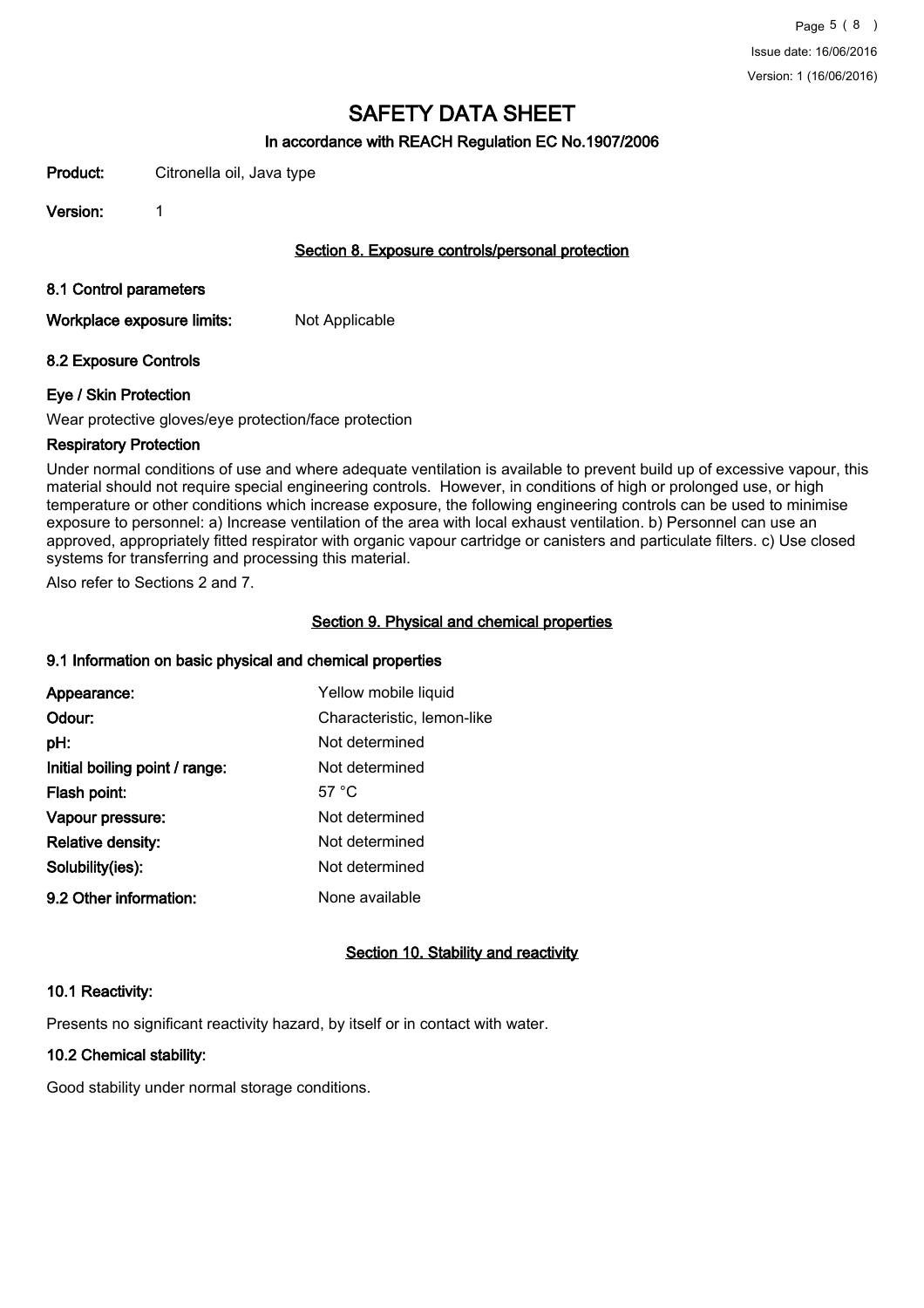# SAFETY DATA SHEET

### In accordance with REACH Regulation EC No.1907/2006

**Product:** Citronella oil, Java type

**Version:** 1

## Section 8. Exposure controls/personal protection

### 8.1 Control parameters

**Workplace exposure limits:** Not Applicable

### 8.2 Exposure Controls

#### Eye / Skin Protection

Wear protective gloves/eye protection/face protection

#### Respiratory Protection

Under normal conditions of use and where adequate ventilation is available to prevent build up of excessive vapour, this material should not require special engineering controls. However, in conditions of high or prolonged use, or high temperature or other conditions which increase exposure, the following engineering controls can be used to minimise exposure to personnel: a) Increase ventilation of the area with local exhaust ventilation. b) Personnel can use an approved, appropriately fitted respirator with organic vapour cartridge or canisters and particulate filters. c) Use closed systems for transferring and processing this material.

Also refer to Sections 2 and 7.

## Section 9. Physical and chemical properties

### 9.1 Information on basic physical and chemical properties

| | |
|---|---|
| **Appearance:** | Yellow mobile liquid |
| **Odour:** | Characteristic, lemon-like |
| **pH:** | Not determined |
| **Initial boiling point / range:** | Not determined |
| **Flash point:** | 57 °C |
| **Vapour pressure:** | Not determined |
| **Relative density:** | Not determined |
| **Solubility(ies):** | Not determined |

**9.2 Other information:** None available

## Section 10. Stability and reactivity

### 10.1 Reactivity:

Presents no significant reactivity hazard, by itself or in contact with water.

### 10.2 Chemical stability:

Good stability under normal storage conditions.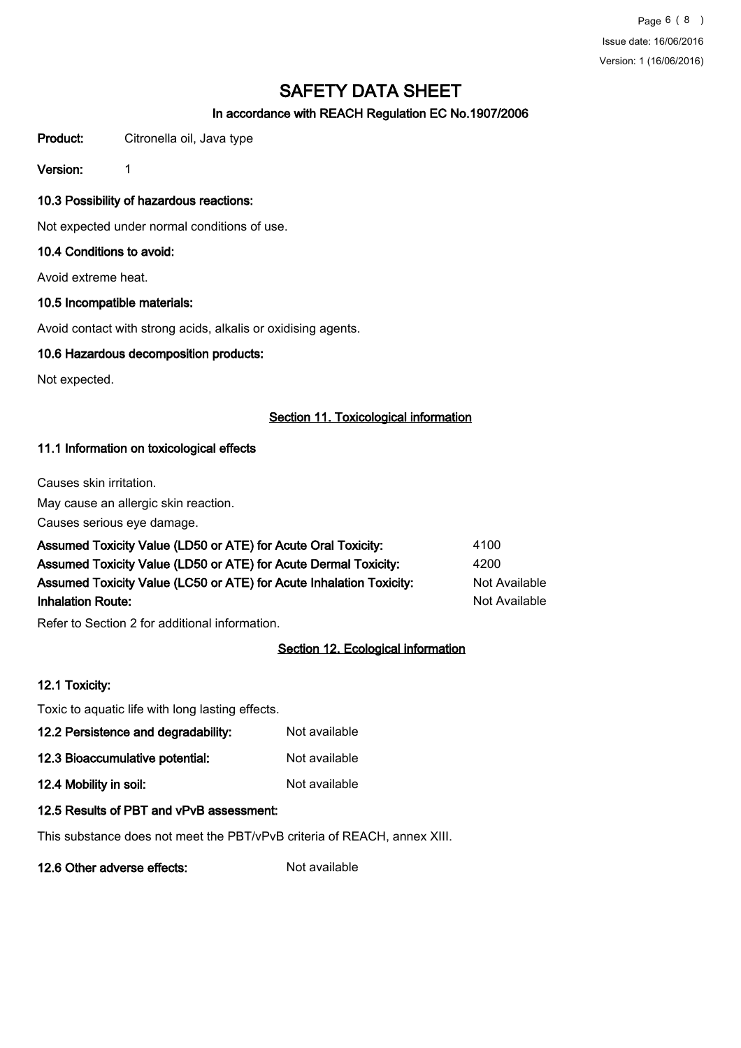# SAFETY DATA SHEET

## In accordance with REACH Regulation EC No.1907/2006

**Product:** Citronella oil, Java type

**Version:** 1

### 10.3 Possibility of hazardous reactions:

Not expected under normal conditions of use.

### 10.4 Conditions to avoid:

Avoid extreme heat.

### 10.5 Incompatible materials:

Avoid contact with strong acids, alkalis or oxidising agents.

### 10.6 Hazardous decomposition products:

Not expected.

## Section 11. Toxicological information

### 11.1 Information on toxicological effects

Causes skin irritation.

May cause an allergic skin reaction.

Causes serious eye damage.

| | |
|---|---|
| **Assumed Toxicity Value (LD50 or ATE) for Acute Oral Toxicity:** | 4100 |
| **Assumed Toxicity Value (LD50 or ATE) for Acute Dermal Toxicity:** | 4200 |
| **Assumed Toxicity Value (LC50 or ATE) for Acute Inhalation Toxicity:** | Not Available |
| **Inhalation Route:** | Not Available |

Refer to Section 2 for additional information.

## Section 12. Ecological information

### 12.1 Toxicity:

Toxic to aquatic life with long lasting effects.

| | |
|---|---|
| **12.2 Persistence and degradability:** | Not available |
| **12.3 Bioaccumulative potential:** | Not available |
| **12.4 Mobility in soil:** | Not available |

### 12.5 Results of PBT and vPvB assessment:

This substance does not meet the PBT/vPvB criteria of REACH, annex XIII.

**12.6 Other adverse effects:** Not available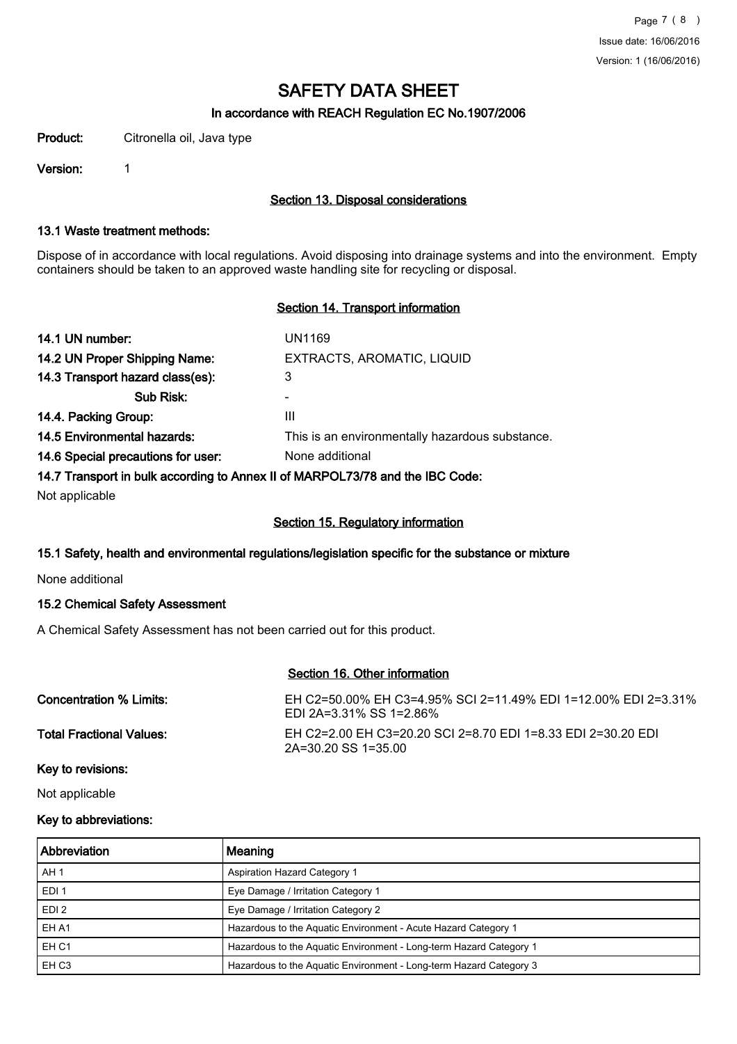# SAFETY DATA SHEET

### In accordance with REACH Regulation EC No.1907/2006

**Product:** Citronella oil, Java type

**Version:** 1

## Section 13. Disposal considerations

### 13.1 Waste treatment methods:

Dispose of in accordance with local regulations. Avoid disposing into drainage systems and into the environment. Empty containers should be taken to an approved waste handling site for recycling or disposal.

## Section 14. Transport information

**14.1 UN number:** UN1169

**14.2 UN Proper Shipping Name:** EXTRACTS, AROMATIC, LIQUID

**14.3 Transport hazard class(es):** 3

**Sub Risk:** -

**14.4. Packing Group:** III

**14.5 Environmental hazards:** This is an environmentally hazardous substance.

**14.6 Special precautions for user:** None additional

**14.7 Transport in bulk according to Annex II of MARPOL73/78 and the IBC Code:**

Not applicable

## Section 15. Regulatory information

### 15.1 Safety, health and environmental regulations/legislation specific for the substance or mixture

None additional

### 15.2 Chemical Safety Assessment

A Chemical Safety Assessment has not been carried out for this product.

## Section 16. Other information

**Concentration % Limits:** EH C2=50.00% EH C3=4.95% SCI 2=11.49% EDI 1=12.00% EDI 2=3.31% EDI 2A=3.31% SS 1=2.86%

**Total Fractional Values:** EH C2=2.00 EH C3=20.20 SCI 2=8.70 EDI 1=8.33 EDI 2=30.20 EDI 2A=30.20 SS 1=35.00

### Key to revisions:

Not applicable

### Key to abbreviations:

| Abbreviation | Meaning |
|---|---|
| AH 1 | Aspiration Hazard Category 1 |
| EDI 1 | Eye Damage / Irritation Category 1 |
| EDI 2 | Eye Damage / Irritation Category 2 |
| EH A1 | Hazardous to the Aquatic Environment - Acute Hazard Category 1 |
| EH C1 | Hazardous to the Aquatic Environment - Long-term Hazard Category 1 |
| EH C3 | Hazardous to the Aquatic Environment - Long-term Hazard Category 3 |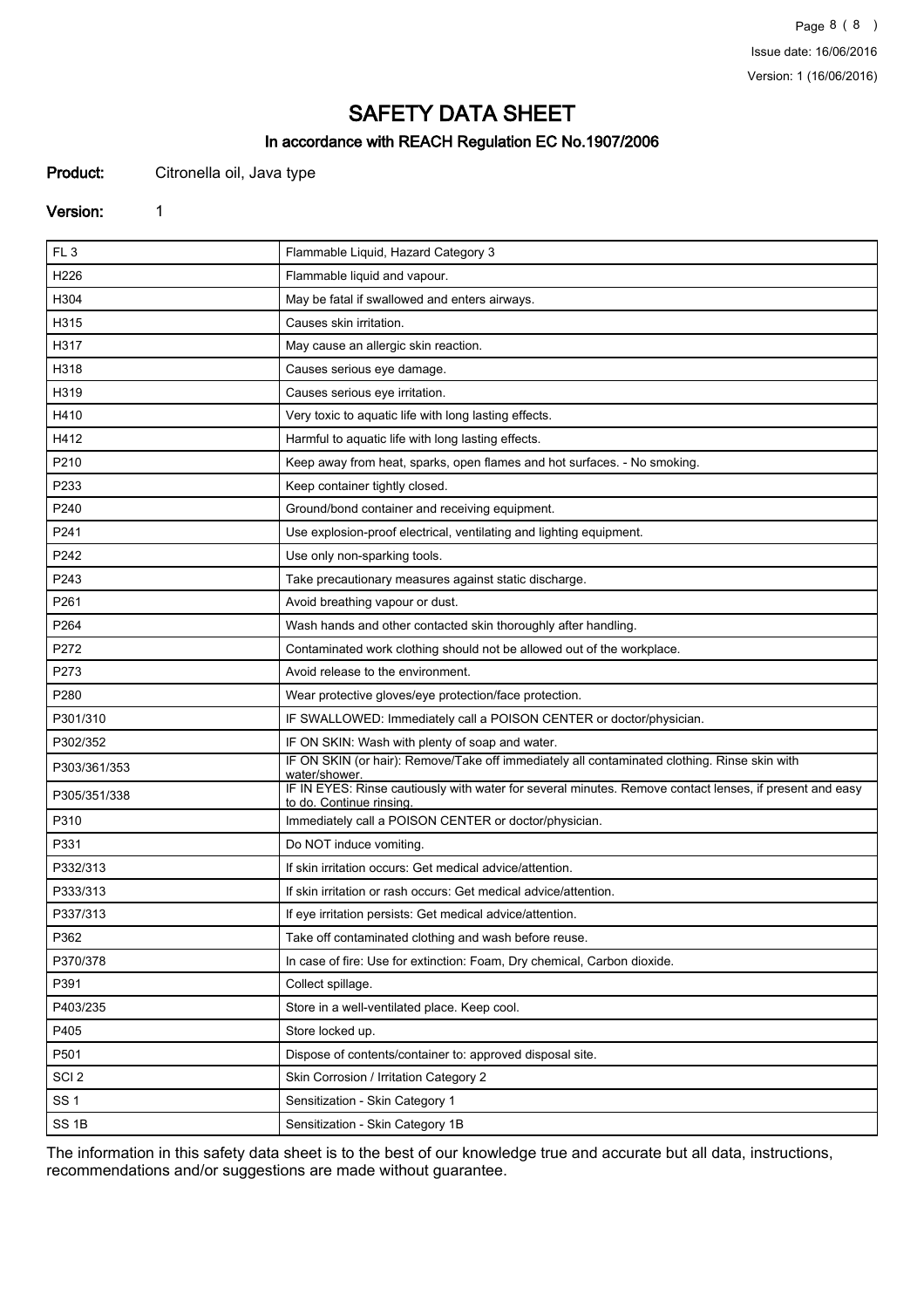# SAFETY DATA SHEET

## In accordance with REACH Regulation EC No.1907/2006

**Product:** Citronella oil, Java type

**Version:** 1

| | |
|---|---|
| FL 3 | Flammable Liquid, Hazard Category 3 |
| H226 | Flammable liquid and vapour. |
| H304 | May be fatal if swallowed and enters airways. |
| H315 | Causes skin irritation. |
| H317 | May cause an allergic skin reaction. |
| H318 | Causes serious eye damage. |
| H319 | Causes serious eye irritation. |
| H410 | Very toxic to aquatic life with long lasting effects. |
| H412 | Harmful to aquatic life with long lasting effects. |
| P210 | Keep away from heat, sparks, open flames and hot surfaces. - No smoking. |
| P233 | Keep container tightly closed. |
| P240 | Ground/bond container and receiving equipment. |
| P241 | Use explosion-proof electrical, ventilating and lighting equipment. |
| P242 | Use only non-sparking tools. |
| P243 | Take precautionary measures against static discharge. |
| P261 | Avoid breathing vapour or dust. |
| P264 | Wash hands and other contacted skin thoroughly after handling. |
| P272 | Contaminated work clothing should not be allowed out of the workplace. |
| P273 | Avoid release to the environment. |
| P280 | Wear protective gloves/eye protection/face protection. |
| P301/310 | IF SWALLOWED: Immediately call a POISON CENTER or doctor/physician. |
| P302/352 | IF ON SKIN: Wash with plenty of soap and water. |
| P303/361/353 | IF ON SKIN (or hair): Remove/Take off immediately all contaminated clothing. Rinse skin with water/shower. |
| P305/351/338 | IF IN EYES: Rinse cautiously with water for several minutes. Remove contact lenses, if present and easy to do. Continue rinsing. |
| P310 | Immediately call a POISON CENTER or doctor/physician. |
| P331 | Do NOT induce vomiting. |
| P332/313 | If skin irritation occurs: Get medical advice/attention. |
| P333/313 | If skin irritation or rash occurs: Get medical advice/attention. |
| P337/313 | If eye irritation persists: Get medical advice/attention. |
| P362 | Take off contaminated clothing and wash before reuse. |
| P370/378 | In case of fire: Use for extinction: Foam, Dry chemical, Carbon dioxide. |
| P391 | Collect spillage. |
| P403/235 | Store in a well-ventilated place. Keep cool. |
| P405 | Store locked up. |
| P501 | Dispose of contents/container to: approved disposal site. |
| SCI 2 | Skin Corrosion / Irritation Category 2 |
| SS 1 | Sensitization - Skin Category 1 |
| SS 1B | Sensitization - Skin Category 1B |

The information in this safety data sheet is to the best of our knowledge true and accurate but all data, instructions, recommendations and/or suggestions are made without guarantee.